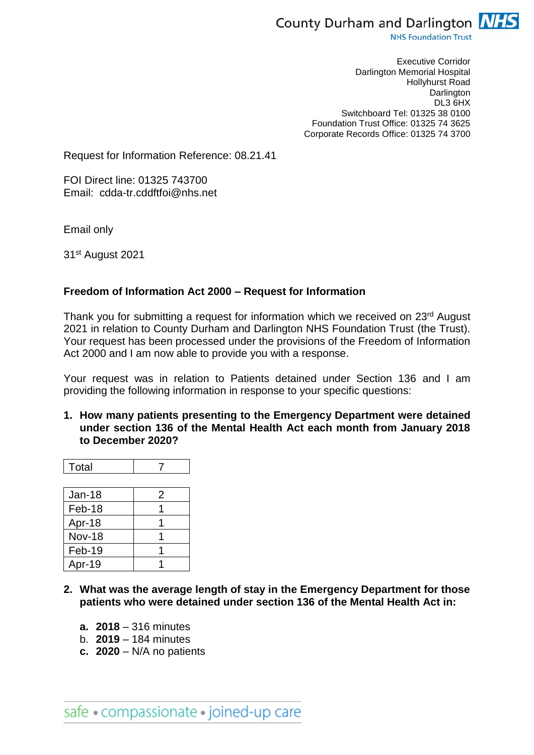County Durham and Darlington NHS
NHS Foundation Trust

Executive Corridor
Darlington Memorial Hospital
Hollyhurst Road
Darlington
DL3 6HX
Switchboard Tel: 01325 38 0100
Foundation Trust Office: 01325 74 3625
Corporate Records Office: 01325 74 3700

Request for Information Reference: 08.21.41

FOI Direct line: 01325 743700
Email: cdda-tr.cddftfoi@nhs.net

Email only

31st August 2021

**Freedom of Information Act 2000 – Request for Information**

Thank you for submitting a request for information which we received on 23rd August 2021 in relation to County Durham and Darlington NHS Foundation Trust (the Trust). Your request has been processed under the provisions of the Freedom of Information Act 2000 and I am now able to provide you with a response.

Your request was in relation to Patients detained under Section 136 and I am providing the following information in response to your specific questions:

1. **How many patients presenting to the Emergency Department were detained under section 136 of the Mental Health Act each month from January 2018 to December 2020?**

| Total | 7 |
|---|---|

| Month | Count |
|---|---|
| Jan-18 | 2 |
| Feb-18 | 1 |
| Apr-18 | 1 |
| Nov-18 | 1 |
| Feb-19 | 1 |
| Apr-19 | 1 |

2. **What was the average length of stay in the Emergency Department for those patients who were detained under section 136 of the Mental Health Act in:**

    a. **2018** – 316 minutes
    b. **2019** – 184 minutes
    c. **2020** – N/A no patients

safe • compassionate • joined-up care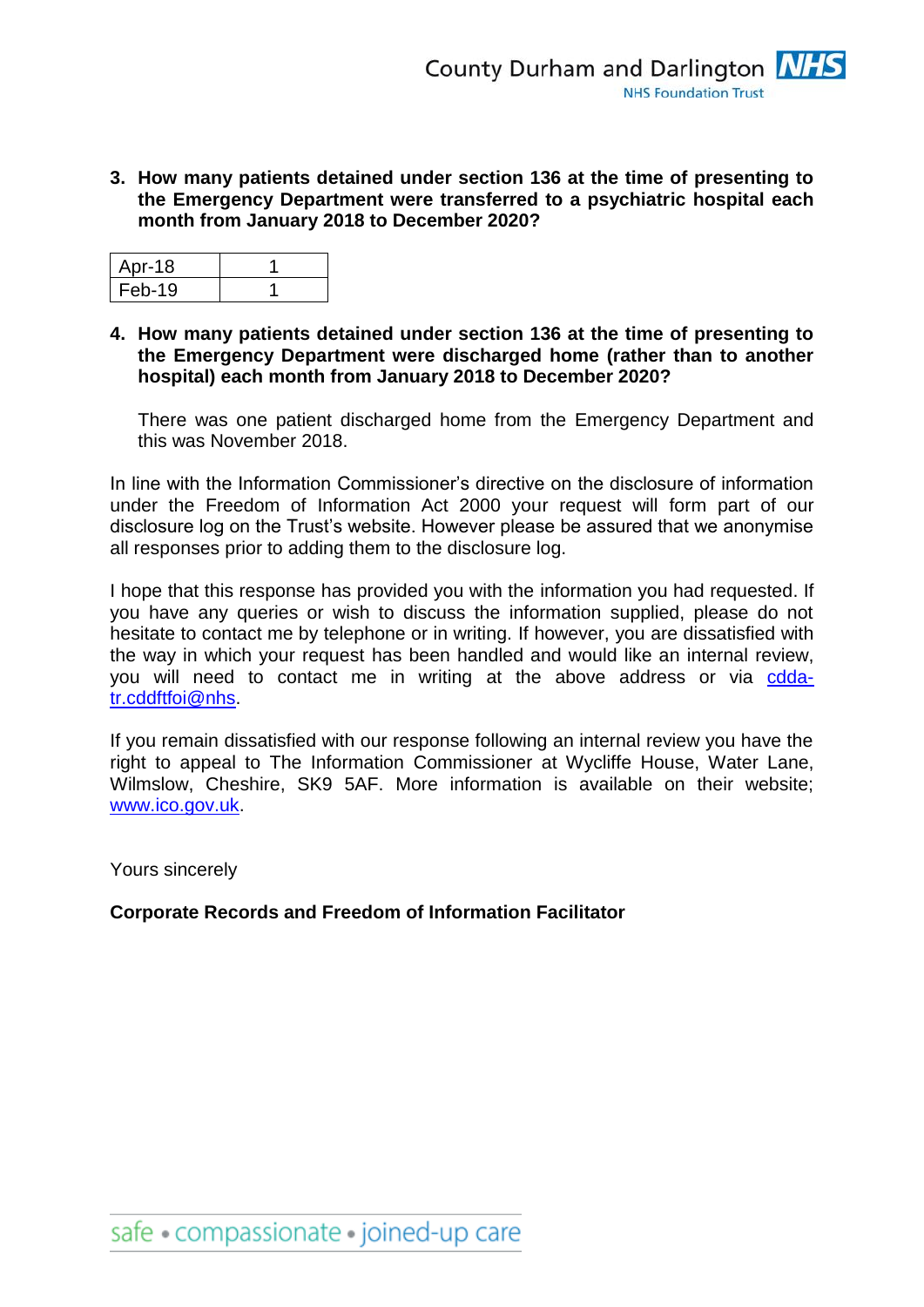3. **How many patients detained under section 136 at the time of presenting to the Emergency Department were transferred to a psychiatric hospital each month from January 2018 to December 2020?**

| | |
|---|---|
| Apr-18 | 1 |
| Feb-19 | 1 |

4. **How many patients detained under section 136 at the time of presenting to the Emergency Department were discharged home (rather than to another hospital) each month from January 2018 to December 2020?**

   There was one patient discharged home from the Emergency Department and this was November 2018.

In line with the Information Commissioner's directive on the disclosure of information under the Freedom of Information Act 2000 your request will form part of our disclosure log on the Trust's website. However please be assured that we anonymise all responses prior to adding them to the disclosure log.

I hope that this response has provided you with the information you had requested. If you have any queries or wish to discuss the information supplied, please do not hesitate to contact me by telephone or in writing. If however, you are dissatisfied with the way in which your request has been handled and would like an internal review, you will need to contact me in writing at the above address or via cdda-tr.cddftfoi@nhs.

If you remain dissatisfied with our response following an internal review you have the right to appeal to The Information Commissioner at Wycliffe House, Water Lane, Wilmslow, Cheshire, SK9 5AF. More information is available on their website; www.ico.gov.uk.

Yours sincerely

**Corporate Records and Freedom of Information Facilitator**